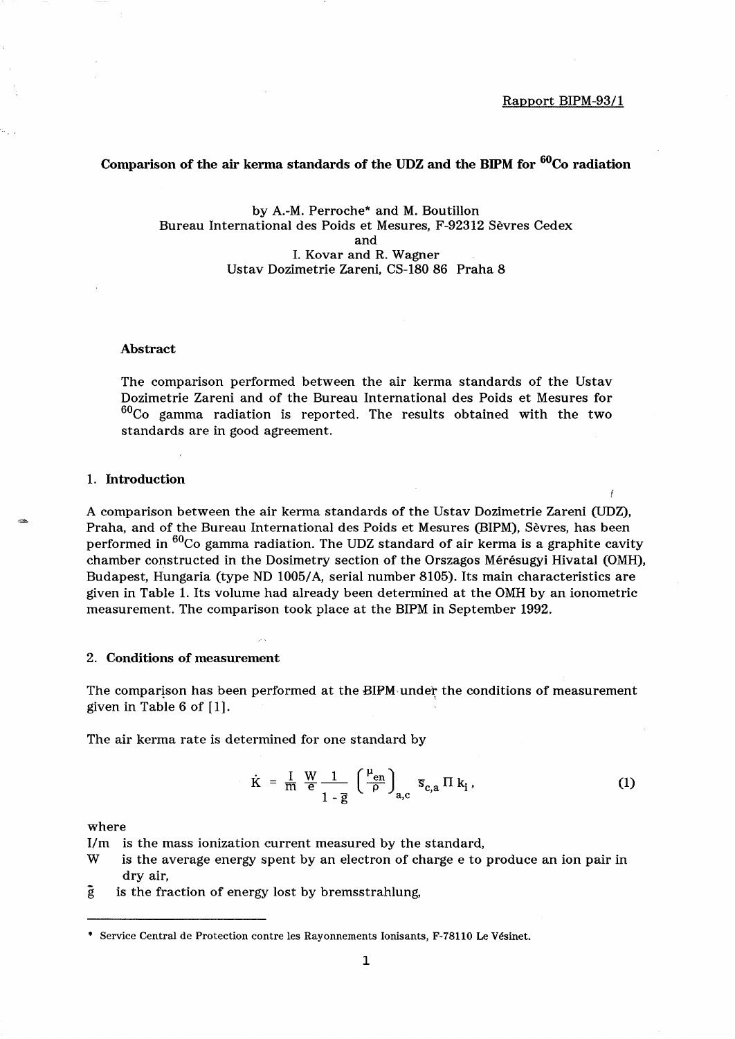Rapport BIPM-93/1

# Comparison of the air kerma standards of the UDZ and the BIPM for $^{60}$Co radiation

by A.-M. Perroche* and M. Boutillon
Bureau International des Poids et Mesures, F-92312 Sèvres Cedex
and
I. Kovar and R. Wagner
Ustav Dozimetrie Zareni, CS-180 86 Praha 8

### Abstract

The comparison performed between the air kerma standards of the Ustav Dozimetrie Zareni and of the Bureau International des Poids et Mesures for $^{60}$Co gamma radiation is reported. The results obtained with the two standards are in good agreement.

## 1. Introduction

A comparison between the air kerma standards of the Ustav Dozimetrie Zareni (UDZ), Praha, and of the Bureau International des Poids et Mesures (BIPM), Sèvres, has been performed in $^{60}$Co gamma radiation. The UDZ standard of air kerma is a graphite cavity chamber constructed in the Dosimetry section of the Orszagos Mérésugyi Hivatal (OMH), Budapest, Hungaria (type ND 1005/A, serial number 8105). Its main characteristics are given in Table 1. Its volume had already been determined at the OMH by an ionometric measurement. The comparison took place at the BIPM in September 1992.

## 2. Conditions of measurement

The comparison has been performed at the BIPM under the conditions of measurement given in Table 6 of [1].

The air kerma rate is determined for one standard by

$$\dot{K} = \frac{I}{m}\,\frac{W}{e}\,\frac{1}{1-\bar{g}}\left(\frac{\mu_{en}}{\rho}\right)_{a,c}\bar{s}_{c,a}\,\Pi\,k_i\,, \qquad (1)$$

where

$I/m$ is the mass ionization current measured by the standard,

$W$ is the average energy spent by an electron of charge e to produce an ion pair in dry air,

$\bar{g}$ is the fraction of energy lost by bremsstrahlung,

---

* Service Central de Protection contre les Rayonnements Ionisants, F-78110 Le Vésinet.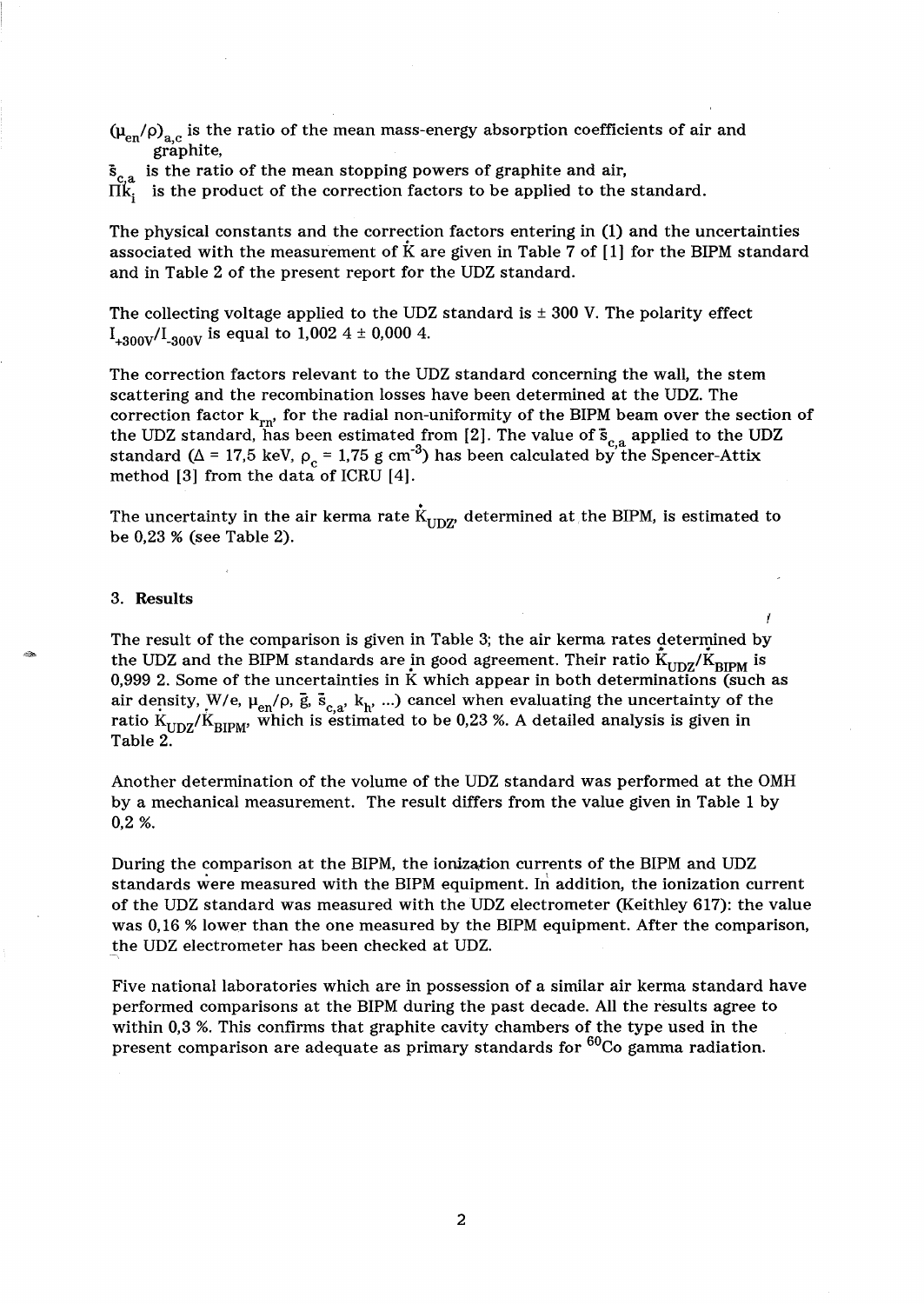$(\mu_{en}/\rho)_{a,c}$ is the ratio of the mean mass-energy absorption coefficients of air and graphite,

$\bar{s}_{c,a}$ is the ratio of the mean stopping powers of graphite and air,

$\Pi k_i$ is the product of the correction factors to be applied to the standard.

The physical constants and the correction factors entering in (1) and the uncertainties associated with the measurement of $\dot{K}$ are given in Table 7 of [1] for the BIPM standard and in Table 2 of the present report for the UDZ standard.

The collecting voltage applied to the UDZ standard is ± 300 V. The polarity effect $I_{+300V}/I_{-300V}$ is equal to 1,002 4 ± 0,000 4.

The correction factors relevant to the UDZ standard concerning the wall, the stem scattering and the recombination losses have been determined at the UDZ. The correction factor $k_{rn}$, for the radial non-uniformity of the BIPM beam over the section of the UDZ standard, has been estimated from [2]. The value of $\bar{s}_{c,a}$ applied to the UDZ standard ($\Delta$ = 17,5 keV, $\rho_c$ = 1,75 g cm$^{-3}$) has been calculated by the Spencer-Attix method [3] from the data of ICRU [4].

The uncertainty in the air kerma rate $\dot{K}_{UDZ}$, determined at the BIPM, is estimated to be 0,23 % (see Table 2).

## 3. Results

The result of the comparison is given in Table 3; the air kerma rates determined by the UDZ and the BIPM standards are in good agreement. Their ratio $\dot{K}_{UDZ}/\dot{K}_{BIPM}$ is 0,999 2. Some of the uncertainties in $\dot{K}$ which appear in both determinations (such as air density, W/e, $\mu_{en}/\rho$, $\bar{g}$, $\bar{s}_{c,a}$, $k_h$, ...) cancel when evaluating the uncertainty of the ratio $\dot{K}_{UDZ}/\dot{K}_{BIPM}$, which is estimated to be 0,23 %. A detailed analysis is given in Table 2.

Another determination of the volume of the UDZ standard was performed at the OMH by a mechanical measurement. The result differs from the value given in Table 1 by 0,2 %.

During the comparison at the BIPM, the ionization currents of the BIPM and UDZ standards were measured with the BIPM equipment. In addition, the ionization current of the UDZ standard was measured with the UDZ electrometer (Keithley 617): the value was 0,16 % lower than the one measured by the BIPM equipment. After the comparison, the UDZ electrometer has been checked at UDZ.

Five national laboratories which are in possession of a similar air kerma standard have performed comparisons at the BIPM during the past decade. All the results agree to within 0,3 %. This confirms that graphite cavity chambers of the type used in the present comparison are adequate as primary standards for $^{60}$Co gamma radiation.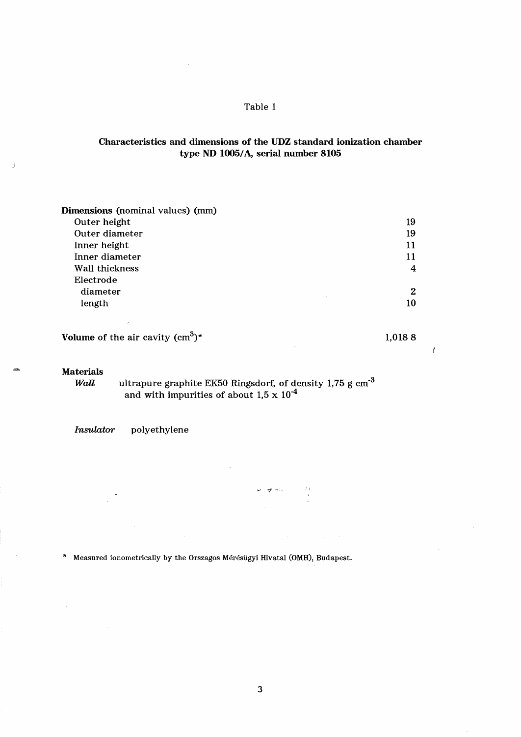Table 1

**Characteristics and dimensions of the UDZ standard ionization chamber type ND 1005/A, serial number 8105**

| **Dimensions** (nominal values) (mm) | |
|---|---|
| Outer height | 19 |
| Outer diameter | 19 |
| Inner height | 11 |
| Inner diameter | 11 |
| Wall thickness | 4 |
| Electrode | |
| diameter | 2 |
| length | 10 |
| **Volume** of the air cavity ($cm^3$)* | 1,018 8 |

**Materials**

*Wall* ultrapure graphite EK50 Ringsdorf, of density 1,75 g $cm^{-3}$ and with impurities of about 1,5 x $10^{-4}$

*Insulator* polyethylene

\* Measured ionometrically by the Orszagos Mérésügyi Hivatal (OMH), Budapest.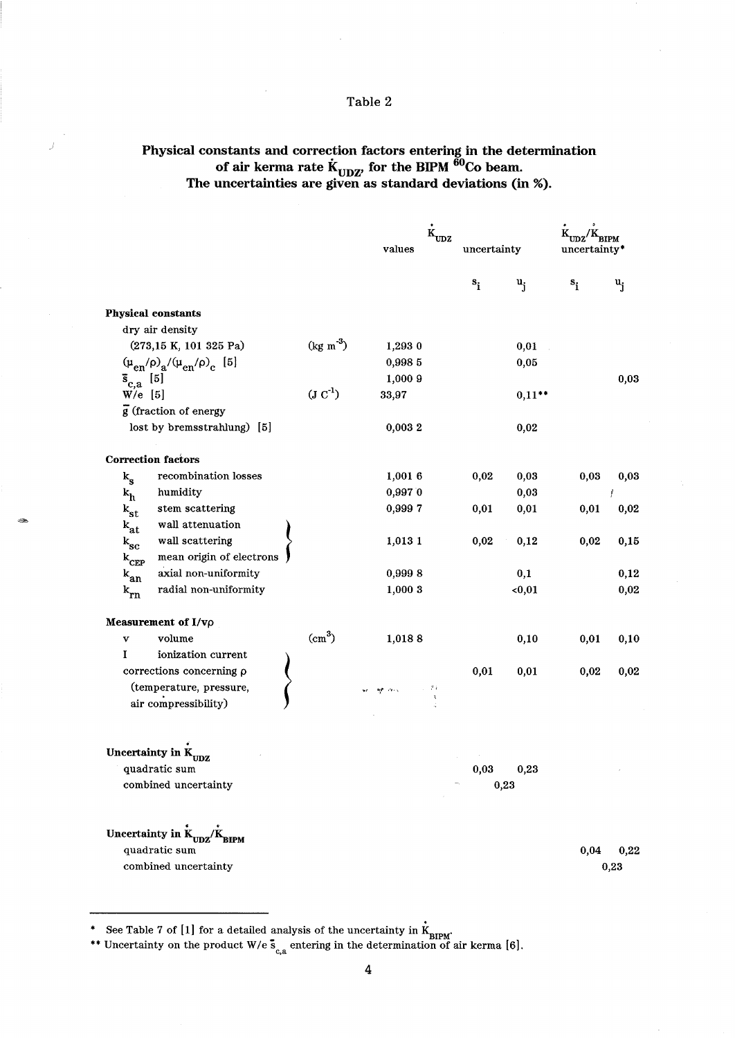Table 2

**Physical constants and correction factors entering in the determination of air kerma rate $\dot{K}_{UDZ}$, for the BIPM $^{60}$Co beam.**
**The uncertainties are given as standard deviations (in %).**

| | | | $\dot{K}_{UDZ}$ values | $\dot{K}_{UDZ}$ uncertainty | | $\dot{K}_{UDZ}/\dot{K}_{BIPM}$ uncertainty* | |
|---|---|---|---|---|---|---|---|
| | | | | $s_i$ | $u_j$ | $s_i$ | $u_j$ |
| **Physical constants** | | | | | | | |
| dry air density (273,15 K, 101 325 Pa) | | (kg m$^{-3}$) | 1,293 0 | | 0,01 | | |
| $(\mu_{en}/\rho)_a/(\mu_{en}/\rho)_c$ [5] | | | 0,998 5 | | 0,05 | | |
| $\bar{s}_{c,a}$ [5] | | | 1,000 9 | | | | 0,03 |
| $W/e$ [5] | | (J C$^{-1}$) | 33,97 | | 0,11** | | |
| $\bar{g}$ (fraction of energy lost by bremsstrahlung) [5] | | | 0,003 2 | | 0,02 | | |
| **Correction factors** | | | | | | | |
| $k_s$ | recombination losses | | 1,001 6 | 0,02 | 0,03 | 0,03 | 0,03 |
| $k_h$ | humidity | | 0,997 0 | | 0,03 | | |
| $k_{st}$ | stem scattering | | 0,999 7 | 0,01 | 0,01 | 0,01 | 0,02 |
| $k_{at}$, $k_{sc}$, $k_{CEP}$ | wall attenuation, wall scattering, mean origin of electrons | | 1,013 1 | 0,02 | 0,12 | 0,02 | 0,15 |
| $k_{an}$ | axial non-uniformity | | 0,999 8 | | 0,1 | | 0,12 |
| $k_{rn}$ | radial non-uniformity | | 1,000 3 | | <0,01 | | 0,02 |
| **Measurement of $I/v\rho$** | | | | | | | |
| v | volume | (cm$^3$) | 1,018 8 | | 0,10 | 0,01 | 0,10 |
| I | ionization current, corrections concerning $\rho$ (temperature, pressure, air compressibility) | | | 0,01 | 0,01 | 0,02 | 0,02 |
| **Uncertainty in $\dot{K}_{UDZ}$** | | | | | | | |
| quadratic sum | | | | 0,03 | 0,23 | | |
| combined uncertainty | | | | 0,23 | | | |
| **Uncertainty in $\dot{K}_{UDZ}/\dot{K}_{BIPM}$** | | | | | | | |
| quadratic sum | | | | | | 0,04 | 0,22 |
| combined uncertainty | | | | | | 0,23 | |

\* See Table 7 of [1] for a detailed analysis of the uncertainty in $\dot{K}_{BIPM}$.

\*\* Uncertainty on the product $W/e\ \bar{s}_{c,a}$ entering in the determination of air kerma [6].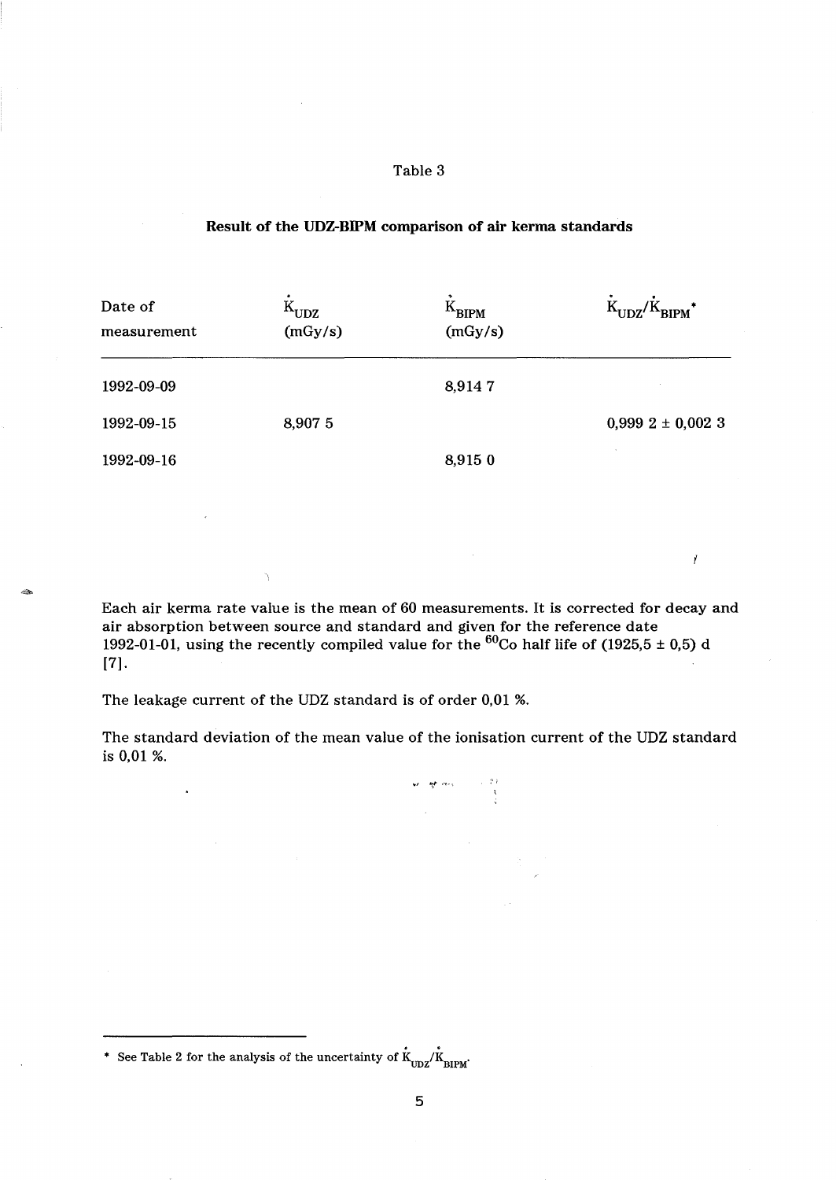Table 3

**Result of the UDZ-BIPM comparison of air kerma standards**

| Date of measurement | $\dot{K}_{UDZ}$ (mGy/s) | $\dot{K}_{BIPM}$ (mGy/s) | $\dot{K}_{UDZ}/\dot{K}_{BIPM}$* |
|---|---|---|---|
| 1992-09-09 | | 8,914 7 | |
| 1992-09-15 | 8,907 5 | | 0,999 2 ± 0,002 3 |
| 1992-09-16 | | 8,915 0 | |

Each air kerma rate value is the mean of 60 measurements. It is corrected for decay and air absorption between source and standard and given for the reference date 1992-01-01, using the recently compiled value for the $^{60}$Co half life of (1925,5 ± 0,5) d [7].

The leakage current of the UDZ standard is of order 0,01 %.

The standard deviation of the mean value of the ionisation current of the UDZ standard is 0,01 %.

* See Table 2 for the analysis of the uncertainty of $\dot{K}_{UDZ}/\dot{K}_{BIPM}$.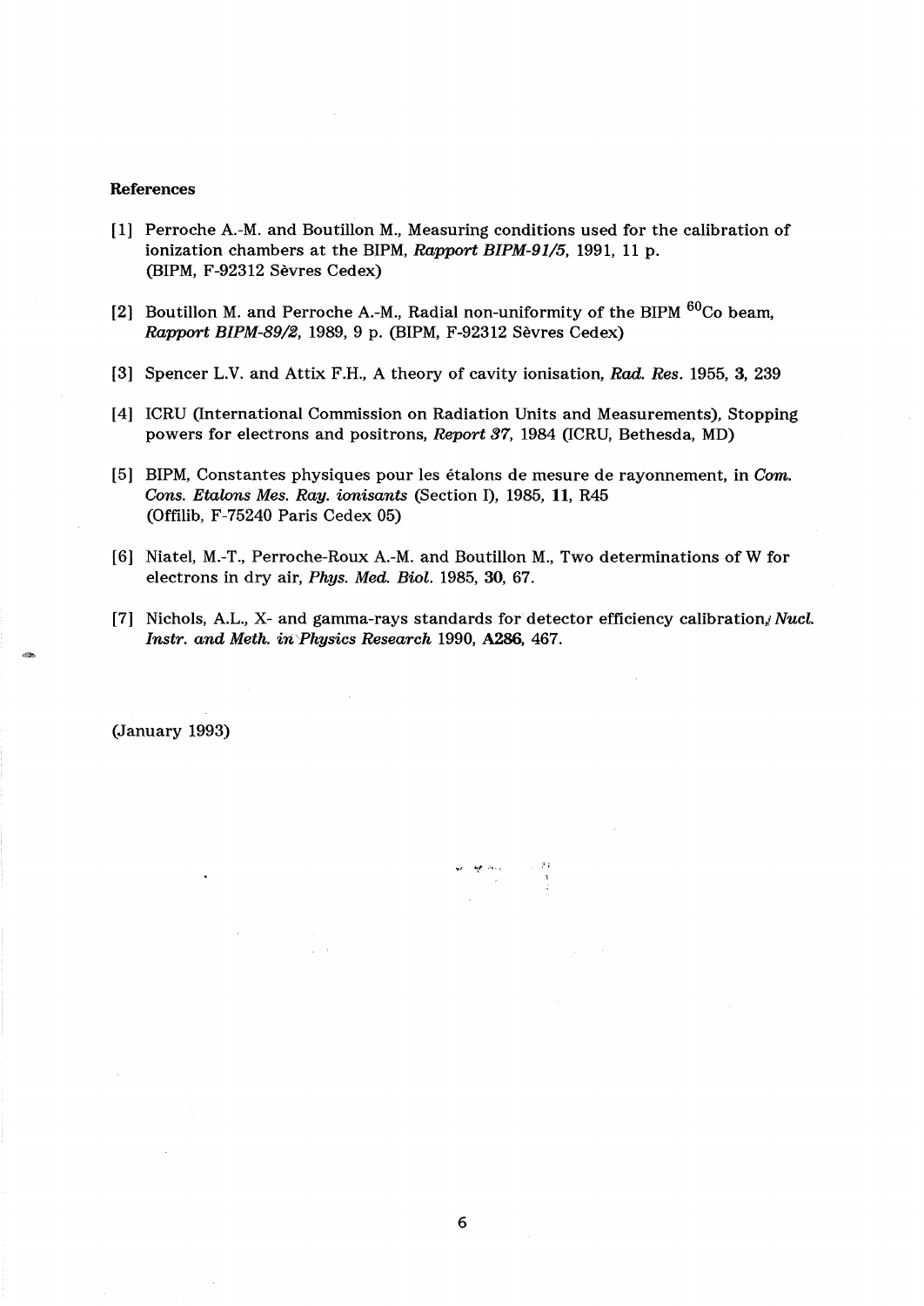**References**

[1] Perroche A.-M. and Boutillon M., Measuring conditions used for the calibration of ionization chambers at the BIPM, *Rapport BIPM-91/5*, 1991, 11 p. (BIPM, F-92312 Sèvres Cedex)

[2] Boutillon M. and Perroche A.-M., Radial non-uniformity of the BIPM $^{60}$Co beam, *Rapport BIPM-89/2*, 1989, 9 p. (BIPM, F-92312 Sèvres Cedex)

[3] Spencer L.V. and Attix F.H., A theory of cavity ionisation, *Rad. Res.* 1955, **3**, 239

[4] ICRU (International Commission on Radiation Units and Measurements), Stopping powers for electrons and positrons, *Report 37*, 1984 (ICRU, Bethesda, MD)

[5] BIPM, Constantes physiques pour les étalons de mesure de rayonnement, in *Com. Cons. Etalons Mes. Ray. ionisants* (Section I), 1985, **11**, R45 (Offilib, F-75240 Paris Cedex 05)

[6] Niatel, M.-T., Perroche-Roux A.-M. and Boutillon M., Two determinations of W for electrons in dry air, *Phys. Med. Biol.* 1985, **30**, 67.

[7] Nichols, A.L., X- and gamma-rays standards for detector efficiency calibration, *Nucl. Instr. and Meth. in Physics Research* 1990, **A286**, 467.

(January 1993)